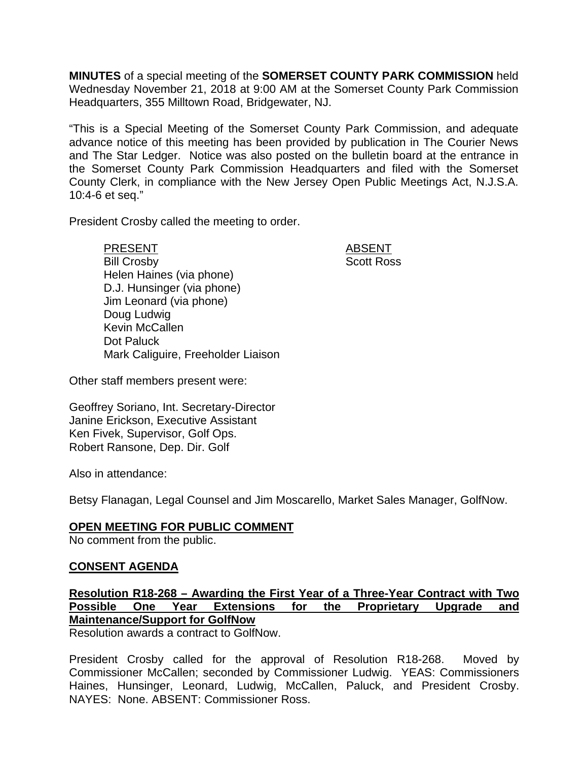**MINUTES** of a special meeting of the **SOMERSET COUNTY PARK COMMISSION** held Wednesday November 21, 2018 at 9:00 AM at the Somerset County Park Commission Headquarters, 355 Milltown Road, Bridgewater, NJ.

"This is a Special Meeting of the Somerset County Park Commission, and adequate advance notice of this meeting has been provided by publication in The Courier News and The Star Ledger. Notice was also posted on the bulletin board at the entrance in the Somerset County Park Commission Headquarters and filed with the Somerset County Clerk, in compliance with the New Jersey Open Public Meetings Act, N.J.S.A. 10:4-6 et seq."

President Crosby called the meeting to order.

| PRESENT | ABSENT |
|---|---|
| Bill Crosby | Scott Ross |
| Helen Haines (via phone) | |
| D.J. Hunsinger (via phone) | |
| Jim Leonard (via phone) | |
| Doug Ludwig | |
| Kevin McCallen | |
| Dot Paluck | |
| Mark Caliguire, Freeholder Liaison | |

Other staff members present were:

Geoffrey Soriano, Int. Secretary-Director
Janine Erickson, Executive Assistant
Ken Fivek, Supervisor, Golf Ops.
Robert Ransone, Dep. Dir. Golf

Also in attendance:

Betsy Flanagan, Legal Counsel and Jim Moscarello, Market Sales Manager, GolfNow.

**OPEN MEETING FOR PUBLIC COMMENT**

No comment from the public.

**CONSENT AGENDA**

**Resolution R18-268 – Awarding the First Year of a Three-Year Contract with Two Possible One Year Extensions for the Proprietary Upgrade and Maintenance/Support for GolfNow**

Resolution awards a contract to GolfNow.

President Crosby called for the approval of Resolution R18-268. Moved by Commissioner McCallen; seconded by Commissioner Ludwig. YEAS: Commissioners Haines, Hunsinger, Leonard, Ludwig, McCallen, Paluck, and President Crosby. NAYES: None. ABSENT: Commissioner Ross.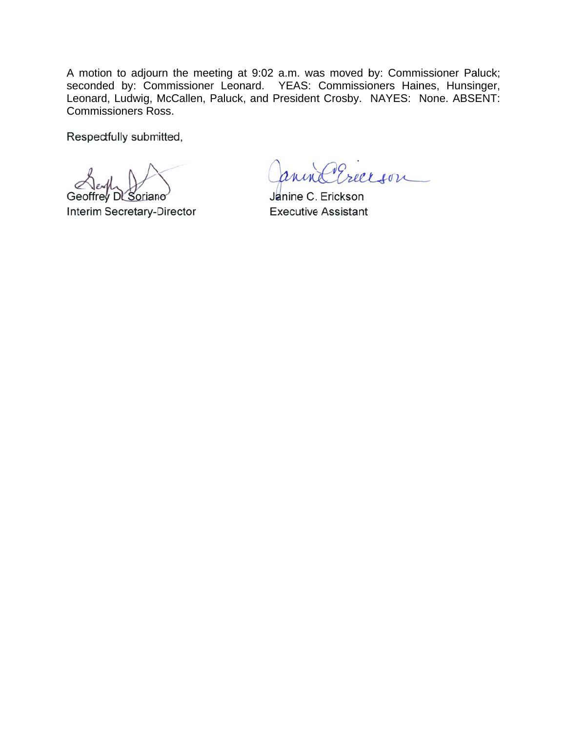A motion to adjourn the meeting at 9:02 a.m. was moved by: Commissioner Paluck; seconded by: Commissioner Leonard. YEAS: Commissioners Haines, Hunsinger, Leonard, Ludwig, McCallen, Paluck, and President Crosby. NAYES: None. ABSENT: Commissioners Ross.

Respectfully submitted,

Geoffrey D. Soriano
Interim Secretary-Director

Janine C. Erickson
Executive Assistant